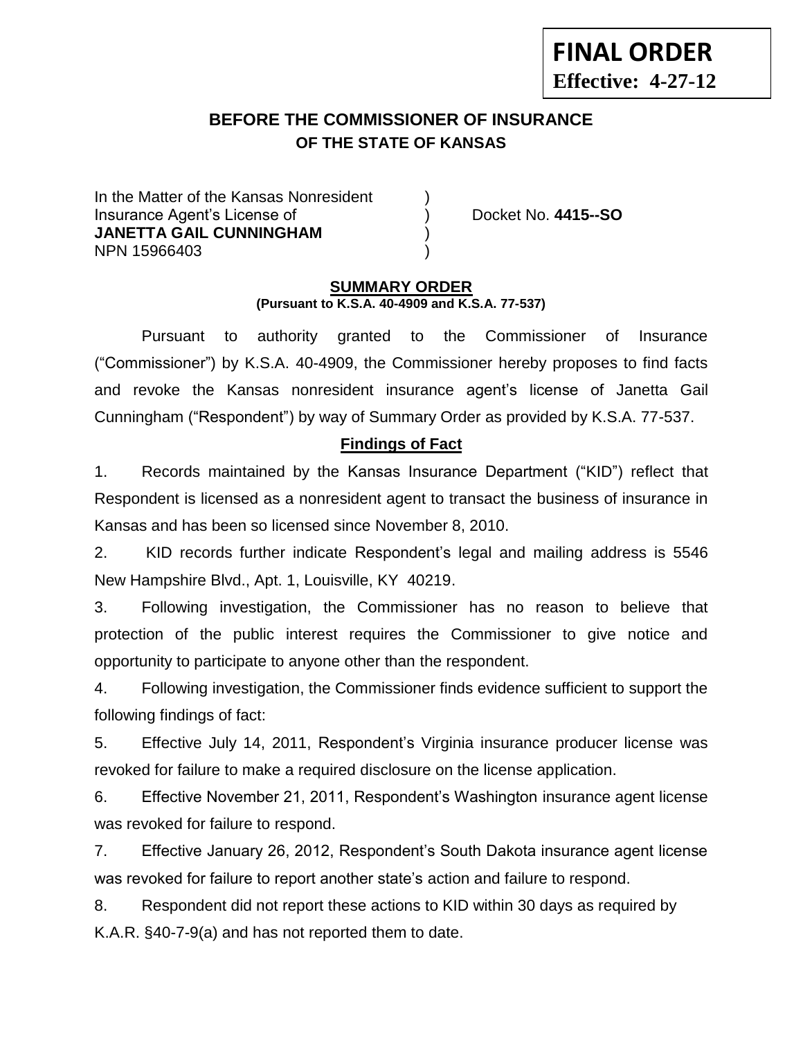**FINAL ORDER**
**Effective: 4-27-12**

# BEFORE THE COMMISSIONER OF INSURANCE
## OF THE STATE OF KANSAS

In the Matter of the Kansas Nonresident )
Insurance Agent's License of ) Docket No. **4415--SO**
**JANETTA GAIL CUNNINGHAM** )
NPN 15966403 )

## SUMMARY ORDER
**(Pursuant to K.S.A. 40-4909 and K.S.A. 77-537)**

Pursuant to authority granted to the Commissioner of Insurance ("Commissioner") by K.S.A. 40-4909, the Commissioner hereby proposes to find facts and revoke the Kansas nonresident insurance agent's license of Janetta Gail Cunningham ("Respondent") by way of Summary Order as provided by K.S.A. 77-537.

### Findings of Fact

1. Records maintained by the Kansas Insurance Department ("KID") reflect that Respondent is licensed as a nonresident agent to transact the business of insurance in Kansas and has been so licensed since November 8, 2010.

2. KID records further indicate Respondent's legal and mailing address is 5546 New Hampshire Blvd., Apt. 1, Louisville, KY 40219.

3. Following investigation, the Commissioner has no reason to believe that protection of the public interest requires the Commissioner to give notice and opportunity to participate to anyone other than the respondent.

4. Following investigation, the Commissioner finds evidence sufficient to support the following findings of fact:

5. Effective July 14, 2011, Respondent's Virginia insurance producer license was revoked for failure to make a required disclosure on the license application.

6. Effective November 21, 2011, Respondent's Washington insurance agent license was revoked for failure to respond.

7. Effective January 26, 2012, Respondent's South Dakota insurance agent license was revoked for failure to report another state's action and failure to respond.

8. Respondent did not report these actions to KID within 30 days as required by K.A.R. §40-7-9(a) and has not reported them to date.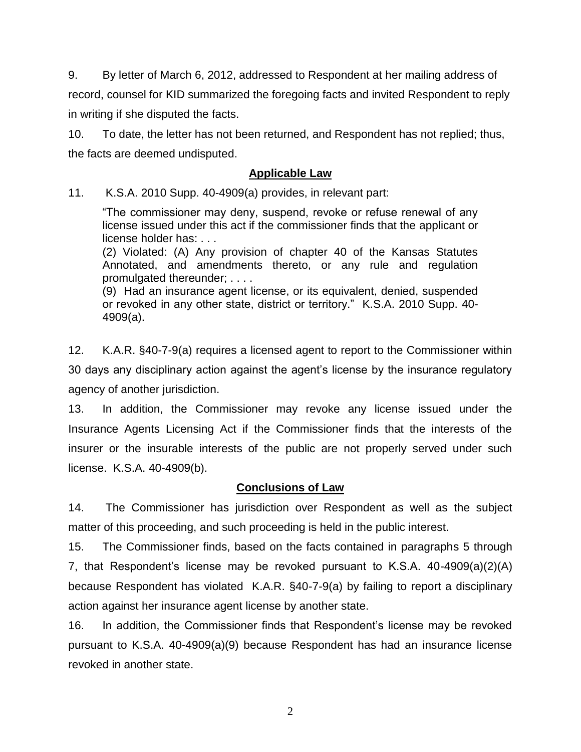9. By letter of March 6, 2012, addressed to Respondent at her mailing address of record, counsel for KID summarized the foregoing facts and invited Respondent to reply in writing if she disputed the facts.

10. To date, the letter has not been returned, and Respondent has not replied; thus, the facts are deemed undisputed.

## Applicable Law

11. K.S.A. 2010 Supp. 40-4909(a) provides, in relevant part:

> "The commissioner may deny, suspend, revoke or refuse renewal of any license issued under this act if the commissioner finds that the applicant or license holder has: . . .
> (2) Violated: (A) Any provision of chapter 40 of the Kansas Statutes Annotated, and amendments thereto, or any rule and regulation promulgated thereunder; . . . .
> (9) Had an insurance agent license, or its equivalent, denied, suspended or revoked in any other state, district or territory." K.S.A. 2010 Supp. 40-4909(a).

12. K.A.R. §40-7-9(a) requires a licensed agent to report to the Commissioner within 30 days any disciplinary action against the agent's license by the insurance regulatory agency of another jurisdiction.

13. In addition, the Commissioner may revoke any license issued under the Insurance Agents Licensing Act if the Commissioner finds that the interests of the insurer or the insurable interests of the public are not properly served under such license. K.S.A. 40-4909(b).

## Conclusions of Law

14. The Commissioner has jurisdiction over Respondent as well as the subject matter of this proceeding, and such proceeding is held in the public interest.

15. The Commissioner finds, based on the facts contained in paragraphs 5 through 7, that Respondent's license may be revoked pursuant to K.S.A. 40-4909(a)(2)(A) because Respondent has violated K.A.R. §40-7-9(a) by failing to report a disciplinary action against her insurance agent license by another state.

16. In addition, the Commissioner finds that Respondent's license may be revoked pursuant to K.S.A. 40-4909(a)(9) because Respondent has had an insurance license revoked in another state.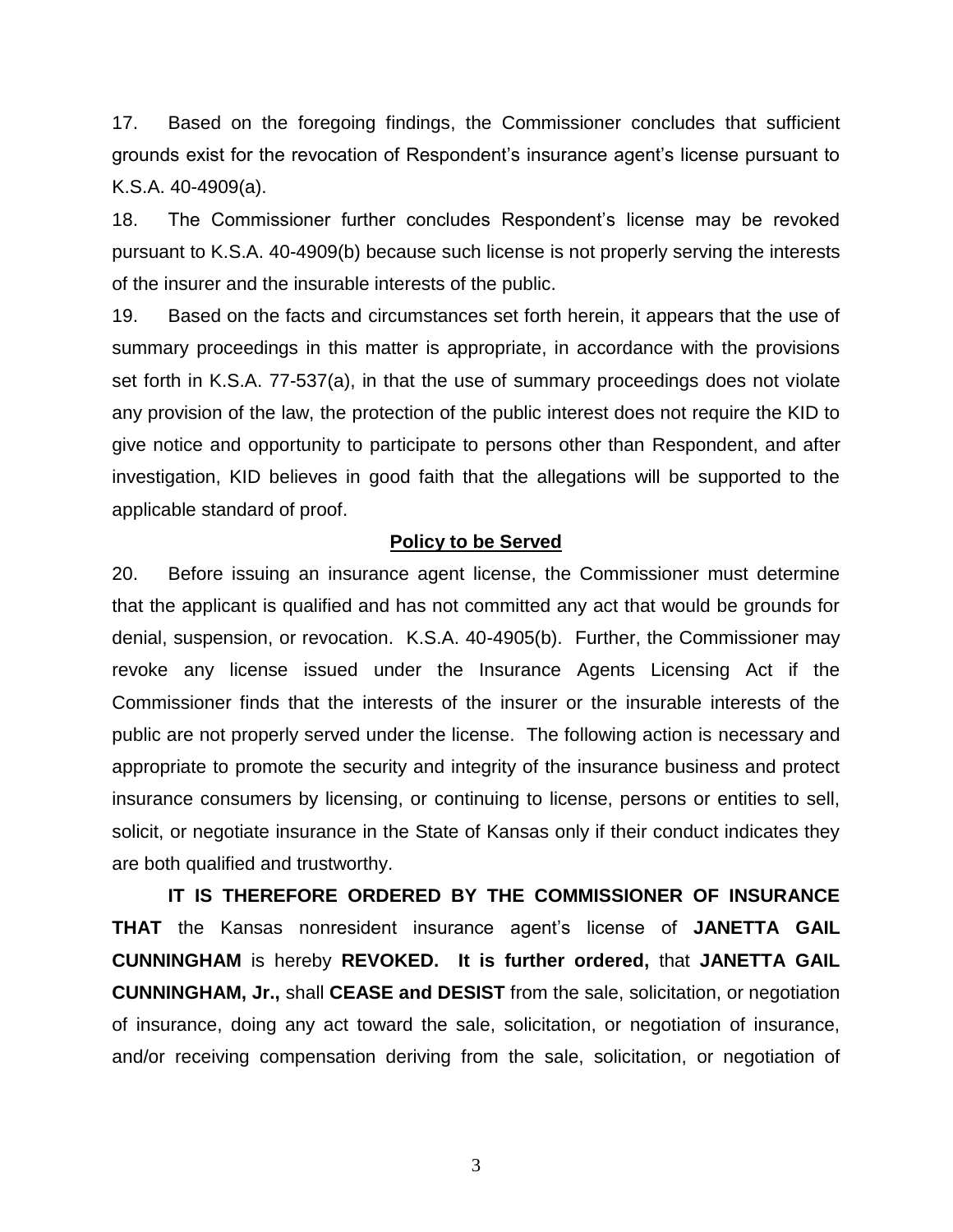17. Based on the foregoing findings, the Commissioner concludes that sufficient grounds exist for the revocation of Respondent's insurance agent's license pursuant to K.S.A. 40-4909(a).

18. The Commissioner further concludes Respondent's license may be revoked pursuant to K.S.A. 40-4909(b) because such license is not properly serving the interests of the insurer and the insurable interests of the public.

19. Based on the facts and circumstances set forth herein, it appears that the use of summary proceedings in this matter is appropriate, in accordance with the provisions set forth in K.S.A. 77-537(a), in that the use of summary proceedings does not violate any provision of the law, the protection of the public interest does not require the KID to give notice and opportunity to participate to persons other than Respondent, and after investigation, KID believes in good faith that the allegations will be supported to the applicable standard of proof.

## Policy to be Served

20. Before issuing an insurance agent license, the Commissioner must determine that the applicant is qualified and has not committed any act that would be grounds for denial, suspension, or revocation. K.S.A. 40-4905(b). Further, the Commissioner may revoke any license issued under the Insurance Agents Licensing Act if the Commissioner finds that the interests of the insurer or the insurable interests of the public are not properly served under the license. The following action is necessary and appropriate to promote the security and integrity of the insurance business and protect insurance consumers by licensing, or continuing to license, persons or entities to sell, solicit, or negotiate insurance in the State of Kansas only if their conduct indicates they are both qualified and trustworthy.

**IT IS THEREFORE ORDERED BY THE COMMISSIONER OF INSURANCE THAT** the Kansas nonresident insurance agent's license of **JANETTA GAIL CUNNINGHAM** is hereby **REVOKED. It is further ordered,** that **JANETTA GAIL CUNNINGHAM, Jr.,** shall **CEASE and DESIST** from the sale, solicitation, or negotiation of insurance, doing any act toward the sale, solicitation, or negotiation of insurance, and/or receiving compensation deriving from the sale, solicitation, or negotiation of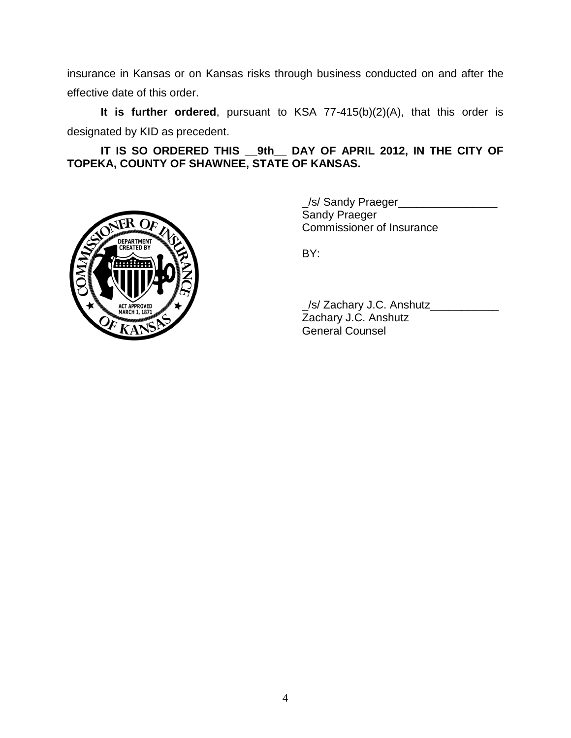insurance in Kansas or on Kansas risks through business conducted on and after the effective date of this order.

**It is further ordered**, pursuant to KSA 77-415(b)(2)(A), that this order is designated by KID as precedent.

**IT IS SO ORDERED THIS __9th__ DAY OF APRIL 2012, IN THE CITY OF TOPEKA, COUNTY OF SHAWNEE, STATE OF KANSAS.**

_/s/ Sandy Praeger________________
Sandy Praeger
Commissioner of Insurance

BY:

_/s/ Zachary J.C. Anshutz___________
Zachary J.C. Anshutz
General Counsel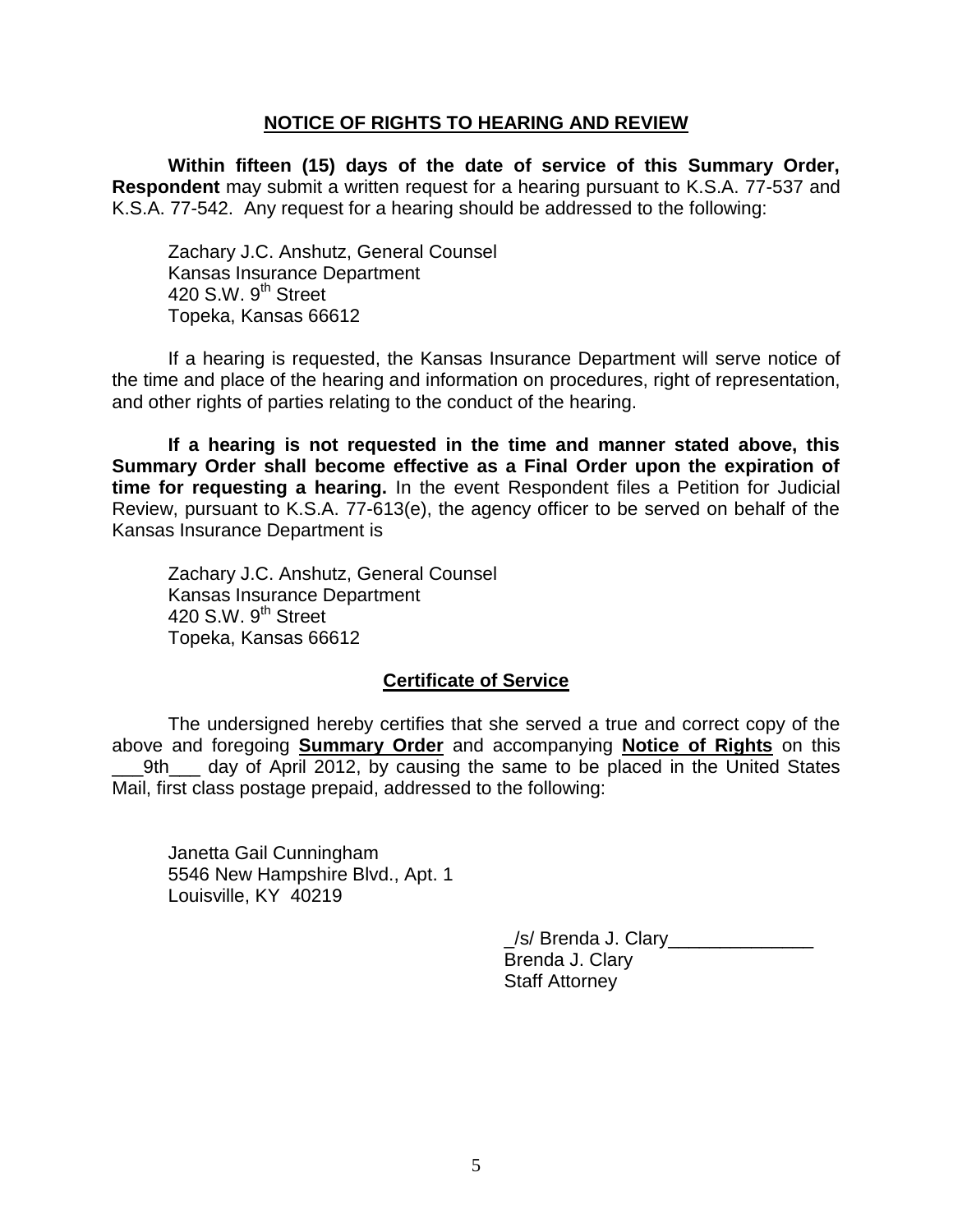## NOTICE OF RIGHTS TO HEARING AND REVIEW

**Within fifteen (15) days of the date of service of this Summary Order, Respondent** may submit a written request for a hearing pursuant to K.S.A. 77-537 and K.S.A. 77-542. Any request for a hearing should be addressed to the following:

Zachary J.C. Anshutz, General Counsel
Kansas Insurance Department
420 S.W. 9th Street
Topeka, Kansas 66612

If a hearing is requested, the Kansas Insurance Department will serve notice of the time and place of the hearing and information on procedures, right of representation, and other rights of parties relating to the conduct of the hearing.

**If a hearing is not requested in the time and manner stated above, this Summary Order shall become effective as a Final Order upon the expiration of time for requesting a hearing.** In the event Respondent files a Petition for Judicial Review, pursuant to K.S.A. 77-613(e), the agency officer to be served on behalf of the Kansas Insurance Department is

Zachary J.C. Anshutz, General Counsel
Kansas Insurance Department
420 S.W. 9th Street
Topeka, Kansas 66612

## Certificate of Service

The undersigned hereby certifies that she served a true and correct copy of the above and foregoing **Summary Order** and accompanying **Notice of Rights** on this ___9th___ day of April 2012, by causing the same to be placed in the United States Mail, first class postage prepaid, addressed to the following:

Janetta Gail Cunningham
5546 New Hampshire Blvd., Apt. 1
Louisville, KY 40219

_/s/ Brenda J. Clary______________
Brenda J. Clary
Staff Attorney